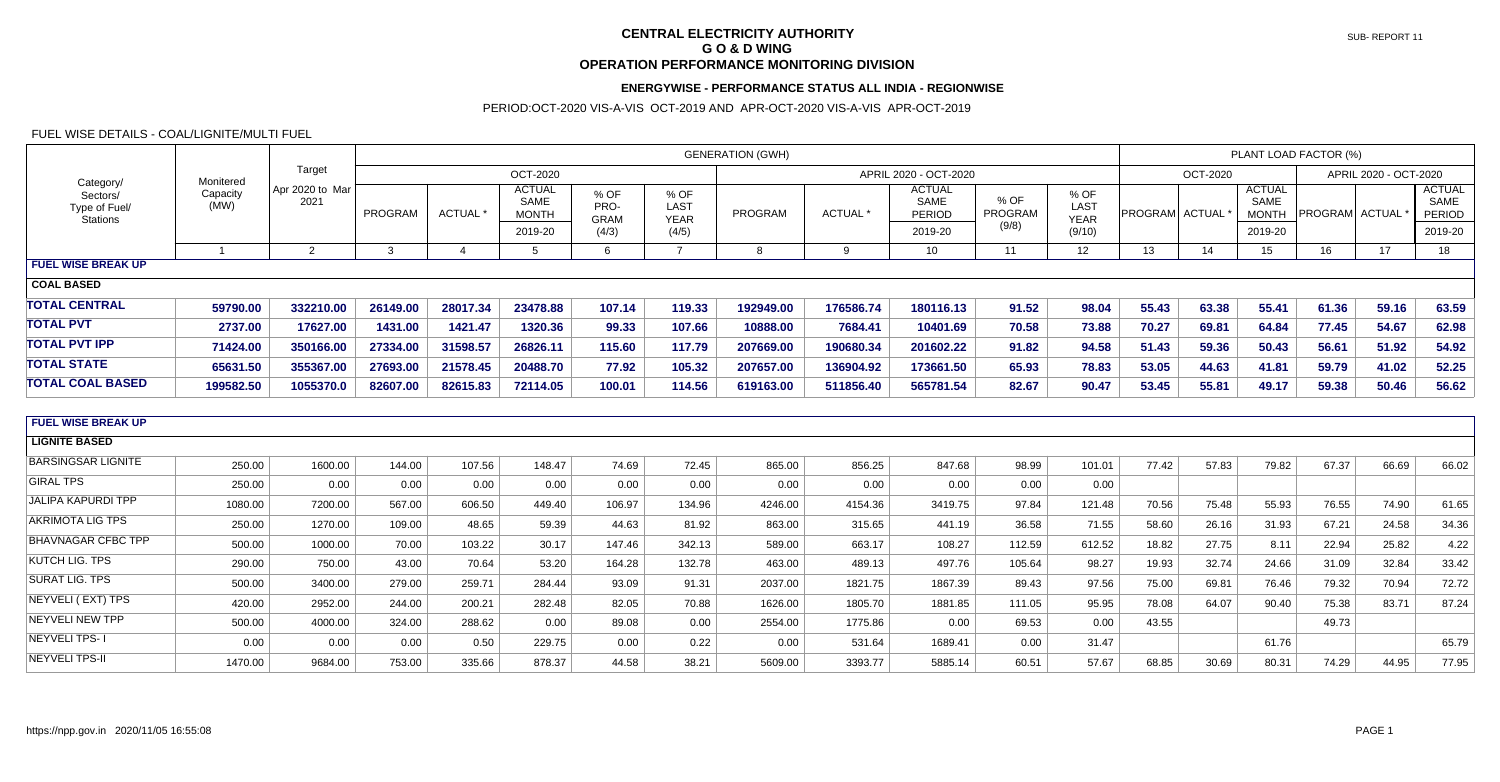# CENTRAL ELECTRICITY AUTHORITY
## G O & D WING
## OPERATION PERFORMANCE MONITORING DIVISION

SUB- REPORT 11

### ENERGYWISE - PERFORMANCE STATUS ALL INDIA - REGIONWISE

PERIOD:OCT-2020 VIS-A-VIS OCT-2019 AND APR-OCT-2020 VIS-A-VIS APR-OCT-2019

FUEL WISE DETAILS - COAL/LIGNITE/MULTI FUEL

| Category/ Sectors/ Type of Fuel/ Stations | Monitored Capacity (MW) | Target Apr 2020 to Mar 2021 | GENERATION (GWH) | | | | | | | | | | PLANT LOAD FACTOR (%) | | | | | |
|---|---|---|---|---|---|---|---|---|---|---|---|---|---|---|---|---|---|---|
| | | | OCT-2020 | | | | | APRIL 2020 - OCT-2020 | | | | | OCT-2020 | | | APRIL 2020 - OCT-2020 | | |
| | | | PROGRAM | ACTUAL * | ACTUAL SAME MONTH 2019-20 | % OF PRO-GRAM (4/3) | % OF LAST YEAR (4/5) | PROGRAM | ACTUAL * | ACTUAL SAME PERIOD 2019-20 | % OF PROGRAM (9/8) | % OF LAST YEAR (9/10) | PROGRAM | ACTUAL * | ACTUAL SAME MONTH 2019-20 | PROGRAM | ACTUAL * | ACTUAL SAME PERIOD 2019-20 |
| | 1 | 2 | 3 | 4 | 5 | 6 | 7 | 8 | 9 | 10 | 11 | 12 | 13 | 14 | 15 | 16 | 17 | 18 |
| **FUEL WISE BREAK UP** | | | | | | | | | | | | | | | | | | |
| **COAL BASED** | | | | | | | | | | | | | | | | | | |
| **TOTAL CENTRAL** | **59790.00** | **332210.00** | **26149.00** | **28017.34** | **23478.88** | **107.14** | **119.33** | **192949.00** | **176586.74** | **180116.13** | **91.52** | **98.04** | **55.43** | **63.38** | **55.41** | **61.36** | **59.16** | **63.59** |
| **TOTAL PVT** | **2737.00** | **17627.00** | **1431.00** | **1421.47** | **1320.36** | **99.33** | **107.66** | **10888.00** | **7684.41** | **10401.69** | **70.58** | **73.88** | **70.27** | **69.81** | **64.84** | **77.45** | **54.67** | **62.98** |
| **TOTAL PVT IPP** | **71424.00** | **350166.00** | **27334.00** | **31598.57** | **26826.11** | **115.60** | **117.79** | **207669.00** | **190680.34** | **201602.22** | **91.82** | **94.58** | **51.43** | **59.36** | **50.43** | **56.61** | **51.92** | **54.92** |
| **TOTAL STATE** | **65631.50** | **355367.00** | **27693.00** | **21578.45** | **20488.70** | **77.92** | **105.32** | **207657.00** | **136904.92** | **173661.50** | **65.93** | **78.83** | **53.05** | **44.63** | **41.81** | **59.79** | **41.02** | **52.25** |
| **TOTAL COAL BASED** | **199582.50** | **1055370.0** | **82607.00** | **82615.83** | **72114.05** | **100.01** | **114.56** | **619163.00** | **511856.40** | **565781.54** | **82.67** | **90.47** | **53.45** | **55.81** | **49.17** | **59.38** | **50.46** | **56.62** |
| **FUEL WISE BREAK UP** | | | | | | | | | | | | | | | | | | |
| **LIGNITE BASED** | | | | | | | | | | | | | | | | | | |
| BARSINGSAR LIGNITE | 250.00 | 1600.00 | 144.00 | 107.56 | 148.47 | 74.69 | 72.45 | 865.00 | 856.25 | 847.68 | 98.99 | 101.01 | 77.42 | 57.83 | 79.82 | 67.37 | 66.69 | 66.02 |
| GIRAL TPS | 250.00 | 0.00 | 0.00 | 0.00 | 0.00 | 0.00 | 0.00 | 0.00 | 0.00 | 0.00 | 0.00 | 0.00 | | | | | | |
| JALIPA KAPURDI TPP | 1080.00 | 7200.00 | 567.00 | 606.50 | 449.40 | 106.97 | 134.96 | 4246.00 | 4154.36 | 3419.75 | 97.84 | 121.48 | 70.56 | 75.48 | 55.93 | 76.55 | 74.90 | 61.65 |
| AKRIMOTA LIG TPS | 250.00 | 1270.00 | 109.00 | 48.65 | 59.39 | 44.63 | 81.92 | 863.00 | 315.65 | 441.19 | 36.58 | 71.55 | 58.60 | 26.16 | 31.93 | 67.21 | 24.58 | 34.36 |
| BHAVNAGAR CFBC TPP | 500.00 | 1000.00 | 70.00 | 103.22 | 30.17 | 147.46 | 342.13 | 589.00 | 663.17 | 108.27 | 112.59 | 612.52 | 18.82 | 27.75 | 8.11 | 22.94 | 25.82 | 4.22 |
| KUTCH LIG. TPS | 290.00 | 750.00 | 43.00 | 70.64 | 53.20 | 164.28 | 132.78 | 463.00 | 489.13 | 497.76 | 105.64 | 98.27 | 19.93 | 32.74 | 24.66 | 31.09 | 32.84 | 33.42 |
| SURAT LIG. TPS | 500.00 | 3400.00 | 279.00 | 259.71 | 284.44 | 93.09 | 91.31 | 2037.00 | 1821.75 | 1867.39 | 89.43 | 97.56 | 75.00 | 69.81 | 76.46 | 79.32 | 70.94 | 72.72 |
| NEYVELI ( EXT) TPS | 420.00 | 2952.00 | 244.00 | 200.21 | 282.48 | 82.05 | 70.88 | 1626.00 | 1805.70 | 1881.85 | 111.05 | 95.95 | 78.08 | 64.07 | 90.40 | 75.38 | 83.71 | 87.24 |
| NEYVELI NEW TPP | 500.00 | 4000.00 | 324.00 | 288.62 | 0.00 | 89.08 | 0.00 | 2554.00 | 1775.86 | 0.00 | 69.53 | 0.00 | 43.55 | | | 49.73 | | |
| NEYVELI TPS- I | 0.00 | 0.00 | 0.00 | 0.50 | 229.75 | 0.00 | 0.22 | 0.00 | 531.64 | 1689.41 | 0.00 | 31.47 | | | 61.76 | | | 65.79 |
| NEYVELI TPS-II | 1470.00 | 9684.00 | 753.00 | 335.66 | 878.37 | 44.58 | 38.21 | 5609.00 | 3393.77 | 5885.14 | 60.51 | 57.67 | 68.85 | 30.69 | 80.31 | 74.29 | 44.95 | 77.95 |

https://npp.gov.in 2020/11/05 16:55:08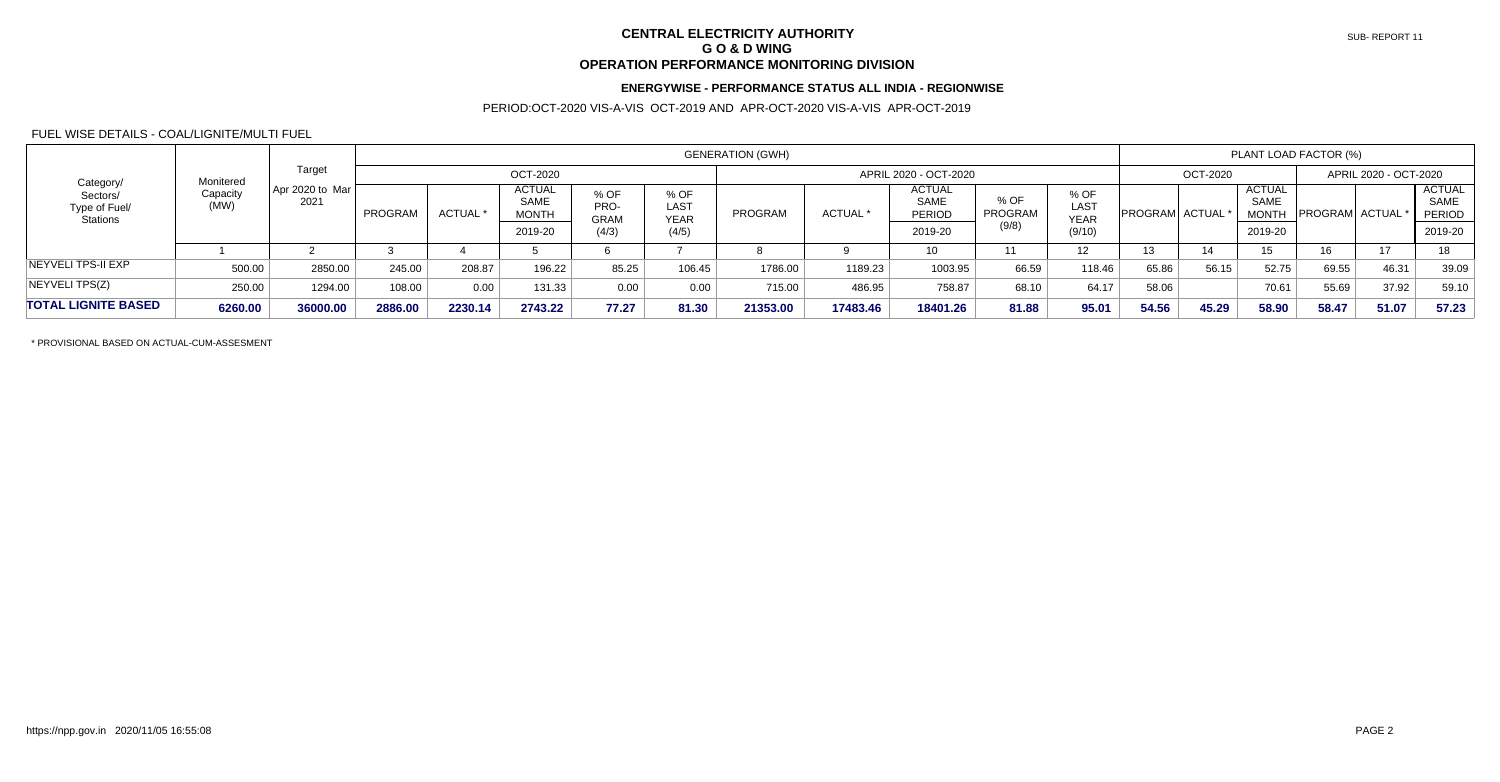**CENTRAL ELECTRICITY AUTHORITY**
**G O & D WING**
**OPERATION PERFORMANCE MONITORING DIVISION**

SUB- REPORT 11

**ENERGYWISE - PERFORMANCE STATUS ALL INDIA - REGIONWISE**

PERIOD:OCT-2020 VIS-A-VIS OCT-2019 AND APR-OCT-2020 VIS-A-VIS APR-OCT-2019

FUEL WISE DETAILS - COAL/LIGNITE/MULTI FUEL

| Category/ Sectors/ Type of Fuel/ Stations | Monitered Capacity (MW) | Target | GENERATION (GWH) | | | | | | | | | | PLANT LOAD FACTOR (%) | | | | | |
|---|---|---|---|---|---|---|---|---|---|---|---|---|---|---|---|---|---|---|
| | | | OCT-2020 | | | | | APRIL 2020 - OCT-2020 | | | | | OCT-2020 | | | APRIL 2020 - OCT-2020 | | |
| | | Apr 2020 to Mar 2021 | PROGRAM | ACTUAL * | ACTUAL SAME MONTH 2019-20 | % OF PRO-GRAM (4/3) | % OF LAST YEAR (4/5) | PROGRAM | ACTUAL * | ACTUAL SAME PERIOD 2019-20 | % OF PROGRAM (9/8) | % OF LAST YEAR (9/10) | PROGRAM | ACTUAL * | ACTUAL SAME MONTH 2019-20 | PROGRAM | ACTUAL * | ACTUAL SAME PERIOD 2019-20 |
| | 1 | 2 | 3 | 4 | 5 | 6 | 7 | 8 | 9 | 10 | 11 | 12 | 13 | 14 | 15 | 16 | 17 | 18 |
| NEYVELI TPS-II EXP | 500.00 | 2850.00 | 245.00 | 208.87 | 196.22 | 85.25 | 106.45 | 1786.00 | 1189.23 | 1003.95 | 66.59 | 118.46 | 65.86 | 56.15 | 52.75 | 69.55 | 46.31 | 39.09 |
| NEYVELI TPS(Z) | 250.00 | 1294.00 | 108.00 | 0.00 | 131.33 | 0.00 | 0.00 | 715.00 | 486.95 | 758.87 | 68.10 | 64.17 | 58.06 | | 70.61 | 55.69 | 37.92 | 59.10 |
| **TOTAL LIGNITE BASED** | **6260.00** | **36000.00** | **2886.00** | **2230.14** | **2743.22** | **77.27** | **81.30** | **21353.00** | **17483.46** | **18401.26** | **81.88** | **95.01** | **54.56** | **45.29** | **58.90** | **58.47** | **51.07** | **57.23** |

* PROVISIONAL BASED ON ACTUAL-CUM-ASSESMENT

https://npp.gov.in 2020/11/05 16:55:08